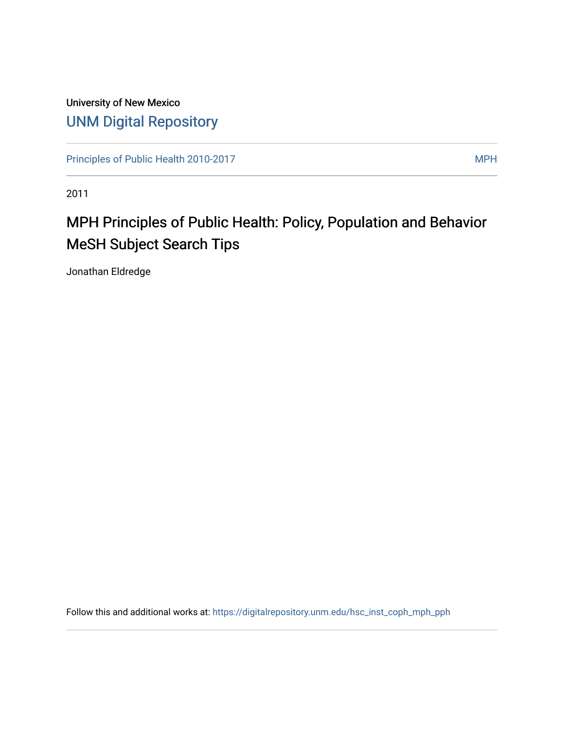University of New Mexico

# UNM Digital Repository

Principles of Public Health 2010-2017 | MPH

2011

## MPH Principles of Public Health: Policy, Population and Behavior MeSH Subject Search Tips

Jonathan Eldredge

Follow this and additional works at: https://digitalrepository.unm.edu/hsc_inst_coph_mph_pph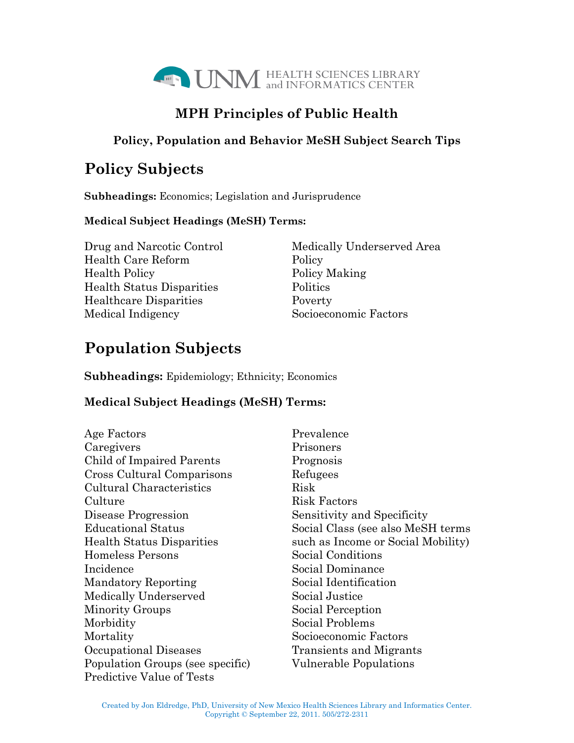UNM HEALTH SCIENCES LIBRARY and INFORMATICS CENTER

## MPH Principles of Public Health

### Policy, Population and Behavior MeSH Subject Search Tips

# Policy Subjects

**Subheadings:** Economics; Legislation and Jurisprudence

**Medical Subject Headings (MeSH) Terms:**

Drug and Narcotic Control
Health Care Reform
Health Policy
Health Status Disparities
Healthcare Disparities
Medical Indigency
Medically Underserved Area
Policy
Policy Making
Politics
Poverty
Socioeconomic Factors

# Population Subjects

**Subheadings:** Epidemiology; Ethnicity; Economics

**Medical Subject Headings (MeSH) Terms:**

Age Factors
Caregivers
Child of Impaired Parents
Cross Cultural Comparisons
Cultural Characteristics
Culture
Disease Progression
Educational Status
Health Status Disparities
Homeless Persons
Incidence
Mandatory Reporting
Medically Underserved
Minority Groups
Morbidity
Mortality
Occupational Diseases
Population Groups (see specific)
Predictive Value of Tests
Prevalence
Prisoners
Prognosis
Refugees
Risk
Risk Factors
Sensitivity and Specificity
Social Class (see also MeSH terms such as Income or Social Mobility)
Social Conditions
Social Dominance
Social Identification
Social Justice
Social Perception
Social Problems
Socioeconomic Factors
Transients and Migrants
Vulnerable Populations

Created by Jon Eldredge, PhD, University of New Mexico Health Sciences Library and Informatics Center.
Copyright © September 22, 2011. 505/272-2311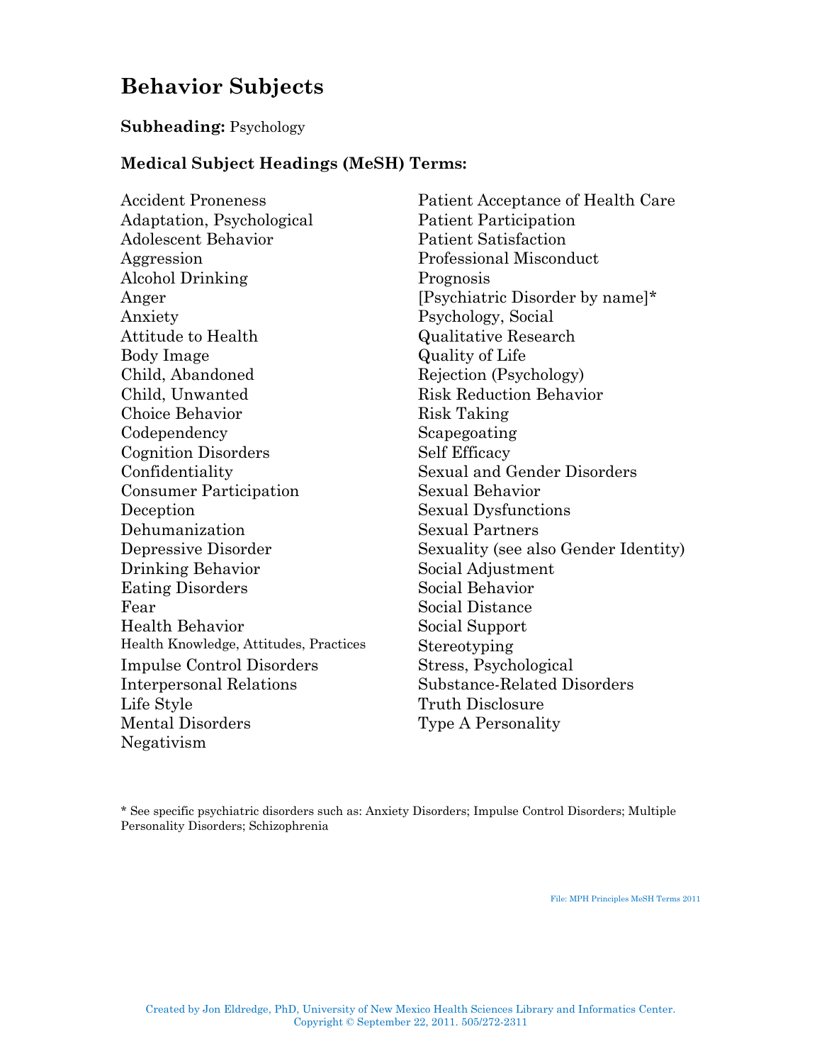# Behavior Subjects

**Subheading:** Psychology

**Medical Subject Headings (MeSH) Terms:**

Accident Proneness
Adaptation, Psychological
Adolescent Behavior
Aggression
Alcohol Drinking
Anger
Anxiety
Attitude to Health
Body Image
Child, Abandoned
Child, Unwanted
Choice Behavior
Codependency
Cognition Disorders
Confidentiality
Consumer Participation
Deception
Dehumanization
Depressive Disorder
Drinking Behavior
Eating Disorders
Fear
Health Behavior
Health Knowledge, Attitudes, Practices
Impulse Control Disorders
Interpersonal Relations
Life Style
Mental Disorders
Negativism
Patient Acceptance of Health Care
Patient Participation
Patient Satisfaction
Professional Misconduct
Prognosis
[Psychiatric Disorder by name]*
Psychology, Social
Qualitative Research
Quality of Life
Rejection (Psychology)
Risk Reduction Behavior
Risk Taking
Scapegoating
Self Efficacy
Sexual and Gender Disorders
Sexual Behavior
Sexual Dysfunctions
Sexual Partners
Sexuality (see also Gender Identity)
Social Adjustment
Social Behavior
Social Distance
Social Support
Stereotyping
Stress, Psychological
Substance-Related Disorders
Truth Disclosure
Type A Personality

* See specific psychiatric disorders such as: Anxiety Disorders; Impulse Control Disorders; Multiple Personality Disorders; Schizophrenia

File: MPH Principles MeSH Terms 2011

Created by Jon Eldredge, PhD, University of New Mexico Health Sciences Library and Informatics Center. Copyright © September 22, 2011. 505/272-2311